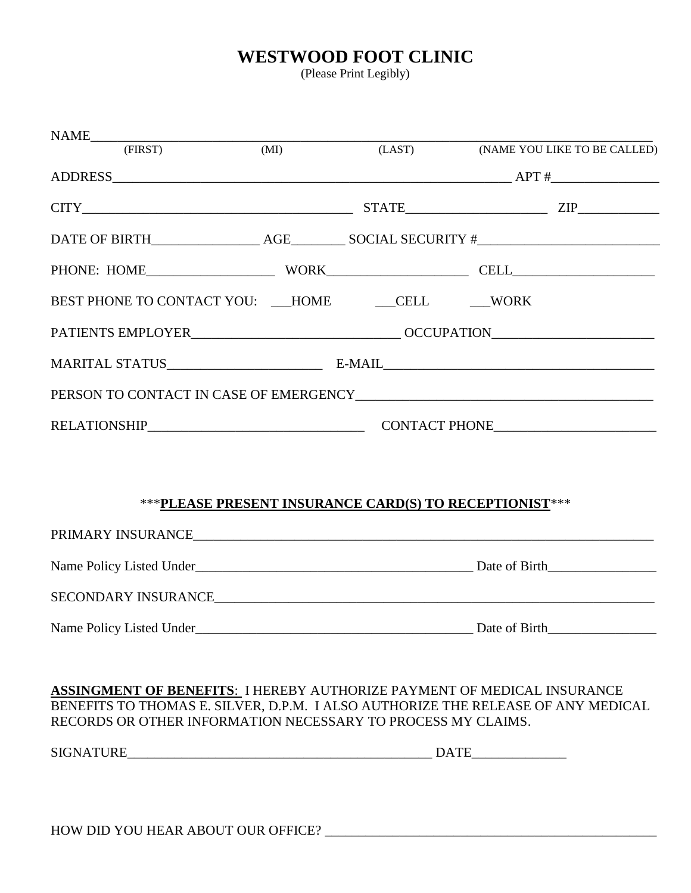# WESTWOOD FOOT CLINIC

(Please Print Legibly)

NAME_______________________________________________________________________________
(FIRST) (MI) (LAST) (NAME YOU LIKE TO BE CALLED)

ADDRESS_____________________________________________________________ APT #________________

CITY________________________________________ STATE_____________________ ZIP____________

DATE OF BIRTH________________ AGE________ SOCIAL SECURITY #___________________________

PHONE: HOME___________________ WORK_____________________ CELL_____________________

BEST PHONE TO CONTACT YOU: ___HOME ___CELL ___WORK

PATIENTS EMPLOYER_______________________________ OCCUPATION________________________

MARITAL STATUS_______________________ E-MAIL________________________________________

PERSON TO CONTACT IN CASE OF EMERGENCY____________________________________________

RELATIONSHIP________________________________ CONTACT PHONE________________________

\*\*\***PLEASE PRESENT INSURANCE CARD(S) TO RECEPTIONIST**\*\*\*

PRIMARY INSURANCE_______________________________________________________________________

Name Policy Listed Under_________________________________________ Date of Birth________________

SECONDARY INSURANCE_____________________________________________________________________

Name Policy Listed Under_________________________________________ Date of Birth________________

**ASSINGMENT OF BENEFITS**: I HEREBY AUTHORIZE PAYMENT OF MEDICAL INSURANCE BENEFITS TO THOMAS E. SILVER, D.P.M. I ALSO AUTHORIZE THE RELEASE OF ANY MEDICAL RECORDS OR OTHER INFORMATION NECESSARY TO PROCESS MY CLAIMS.

SIGNATURE______________________________________________ DATE______________

HOW DID YOU HEAR ABOUT OUR OFFICE? __________________________________________________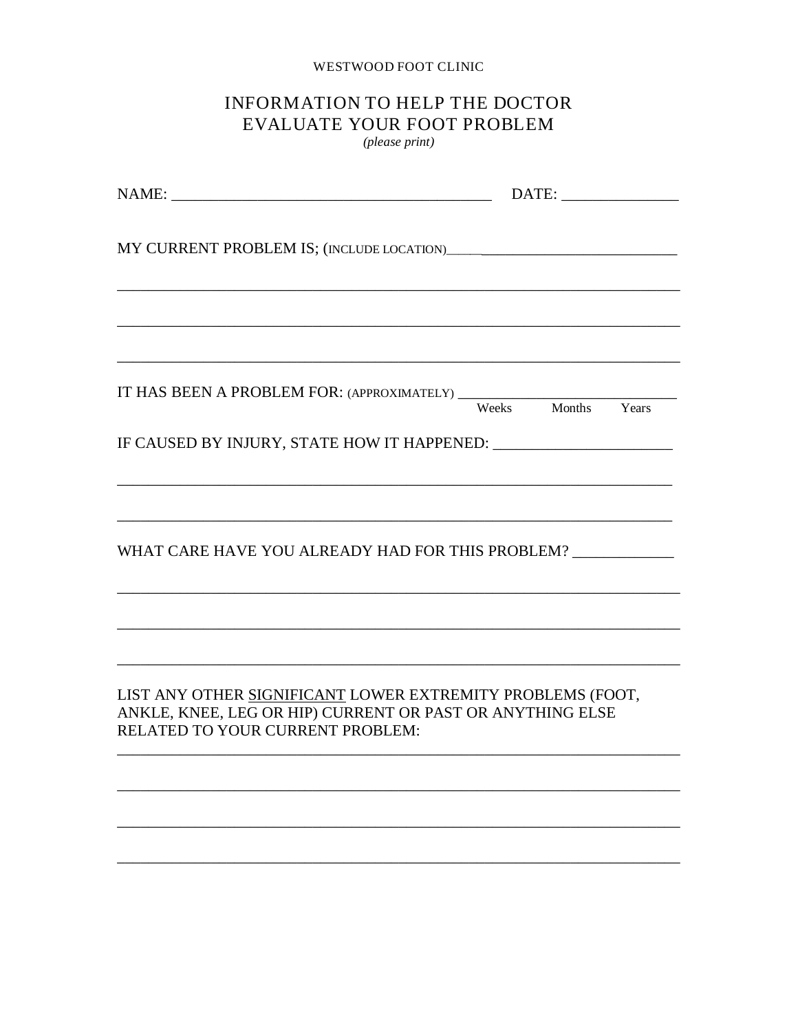WESTWOOD FOOT CLINIC

# INFORMATION TO HELP THE DOCTOR EVALUATE YOUR FOOT PROBLEM

*(please print)*

NAME: ______________________________________ DATE: ______________

MY CURRENT PROBLEM IS; (INCLUDE LOCATION)______________________________

______________________________________________________________________

______________________________________________________________________

______________________________________________________________________

IT HAS BEEN A PROBLEM FOR: (APPROXIMATELY) ___________________________
Weeks Months Years

IF CAUSED BY INJURY, STATE HOW IT HAPPENED: _______________________

______________________________________________________________________

______________________________________________________________________

WHAT CARE HAVE YOU ALREADY HAD FOR THIS PROBLEM? _____________

______________________________________________________________________

______________________________________________________________________

______________________________________________________________________

LIST ANY OTHER <u>SIGNIFICANT</u> LOWER EXTREMITY PROBLEMS (FOOT, ANKLE, KNEE, LEG OR HIP) CURRENT OR PAST OR ANYTHING ELSE RELATED TO YOUR CURRENT PROBLEM:

______________________________________________________________________

______________________________________________________________________

______________________________________________________________________

______________________________________________________________________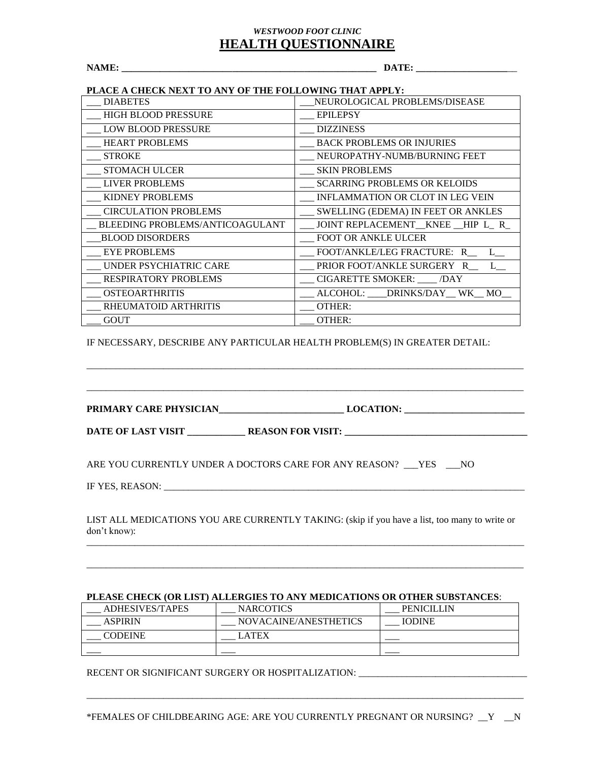*WESTWOOD FOOT CLINIC*

# HEALTH QUESTIONNAIRE

**NAME: _______________________________________________________ DATE: ______________________**

**PLACE A CHECK NEXT TO ANY OF THE FOLLOWING THAT APPLY:**

| | |
|---|---|
| ___ DIABETES | ___NEUROLOGICAL PROBLEMS/DISEASE |
| ___ HIGH BLOOD PRESSURE | ___ EPILEPSY |
| ___ LOW BLOOD PRESSURE | ___ DIZZINESS |
| ___ HEART PROBLEMS | ___ BACK PROBLEMS OR INJURIES |
| ___ STROKE | ___ NEUROPATHY-NUMB/BURNING FEET |
| ___ STOMACH ULCER | ___ SKIN PROBLEMS |
| ___ LIVER PROBLEMS | ___ SCARRING PROBLEMS OR KELOIDS |
| ___ KIDNEY PROBLEMS | ___ INFLAMMATION OR CLOT IN LEG VEIN |
| ___ CIRCULATION PROBLEMS | ___ SWELLING (EDEMA) IN FEET OR ANKLES |
| __ BLEEDING PROBLEMS/ANTICOAGULANT | ___ JOINT REPLACEMENT__KNEE __HIP L_ R_ |
| ___BLOOD DISORDERS | ___ FOOT OR ANKLE ULCER |
| ___ EYE PROBLEMS | ___ FOOT/ANKLE/LEG FRACTURE: R__ L__ |
| ___ UNDER PSYCHIATRIC CARE | ___ PRIOR FOOT/ANKLE SURGERY R__ L__ |
| ___ RESPIRATORY PROBLEMS | ___ CIGARETTE SMOKER: ____ /DAY |
| ___ OSTEOARTHRITIS | ___ ALCOHOL: ____DRINKS/DAY__ WK__ MO__ |
| ___ RHEUMATOID ARTHRITIS | ___ OTHER: |
| ___ GOUT | ___ OTHER: |

IF NECESSARY, DESCRIBE ANY PARTICULAR HEALTH PROBLEM(S) IN GREATER DETAIL:

_______________________________________________________________________________________________

_______________________________________________________________________________________________

**PRIMARY CARE PHYSICIAN_________________________ LOCATION: _________________________**

**DATE OF LAST VISIT ____________ REASON FOR VISIT: _______________________________________**

ARE YOU CURRENTLY UNDER A DOCTORS CARE FOR ANY REASON? ___YES ___NO

IF YES, REASON: _______________________________________________________________________________

LIST ALL MEDICATIONS YOU ARE CURRENTLY TAKING: (skip if you have a list, too many to write or don't know):

_______________________________________________________________________________________________

_______________________________________________________________________________________________

**PLEASE CHECK (OR LIST) ALLERGIES TO ANY MEDICATIONS OR OTHER SUBSTANCES**:

| | | |
|---|---|---|
| ___ ADHESIVES/TAPES | ___ NARCOTICS | ___ PENICILLIN |
| ___ ASPIRIN | ___ NOVACAINE/ANESTHETICS | ___ IODINE |
| ___ CODEINE | ___ LATEX | ___ |
| ___ | ___ | ___ |

RECENT OR SIGNIFICANT SURGERY OR HOSPITALIZATION: ___________________________________

_______________________________________________________________________________________________

*FEMALES OF CHILDBEARING AGE: ARE YOU CURRENTLY PREGNANT OR NURSING? __Y __N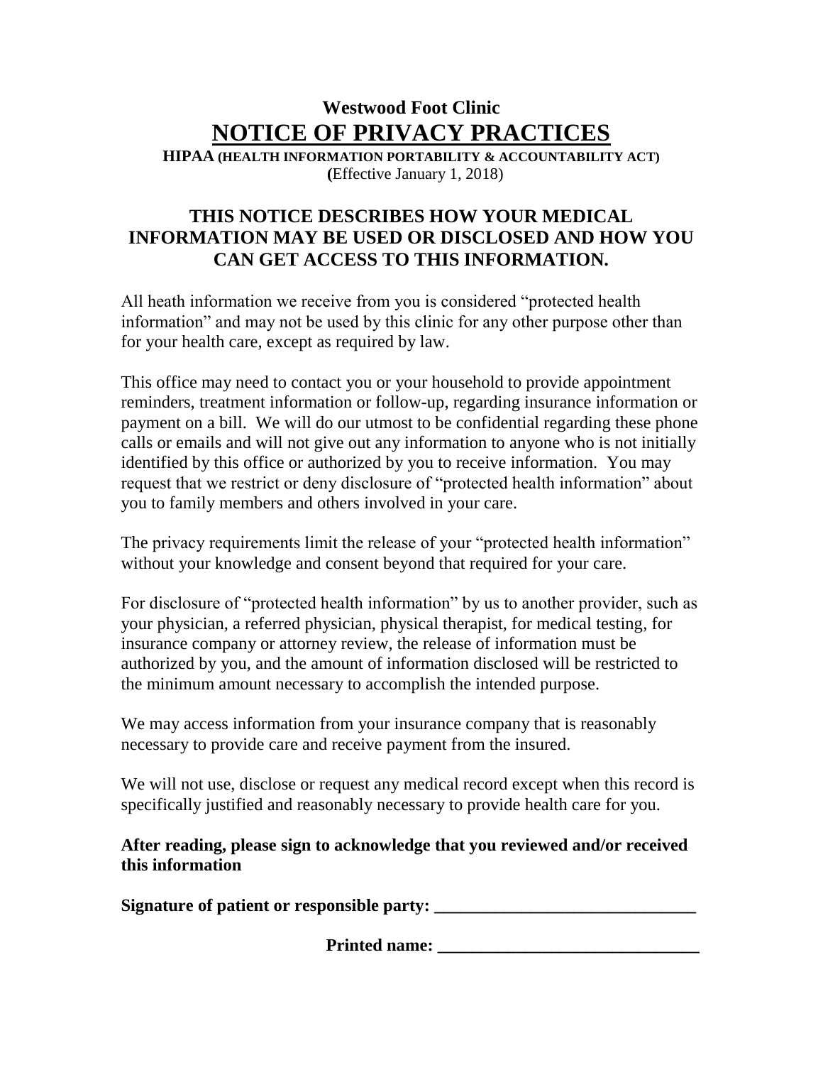**Westwood Foot Clinic**

# NOTICE OF PRIVACY PRACTICES

**HIPAA (HEALTH INFORMATION PORTABILITY & ACCOUNTABILITY ACT)**
**(**Effective January 1, 2018)

## THIS NOTICE DESCRIBES HOW YOUR MEDICAL INFORMATION MAY BE USED OR DISCLOSED AND HOW YOU CAN GET ACCESS TO THIS INFORMATION.

All heath information we receive from you is considered "protected health information" and may not be used by this clinic for any other purpose other than for your health care, except as required by law.

This office may need to contact you or your household to provide appointment reminders, treatment information or follow-up, regarding insurance information or payment on a bill. We will do our utmost to be confidential regarding these phone calls or emails and will not give out any information to anyone who is not initially identified by this office or authorized by you to receive information. You may request that we restrict or deny disclosure of "protected health information" about you to family members and others involved in your care.

The privacy requirements limit the release of your "protected health information" without your knowledge and consent beyond that required for your care.

For disclosure of "protected health information" by us to another provider, such as your physician, a referred physician, physical therapist, for medical testing, for insurance company or attorney review, the release of information must be authorized by you, and the amount of information disclosed will be restricted to the minimum amount necessary to accomplish the intended purpose.

We may access information from your insurance company that is reasonably necessary to provide care and receive payment from the insured.

We will not use, disclose or request any medical record except when this record is specifically justified and reasonably necessary to provide health care for you.

**After reading, please sign to acknowledge that you reviewed and/or received this information**

**Signature of patient or responsible party: ______________________________**

**Printed name: ______________________________**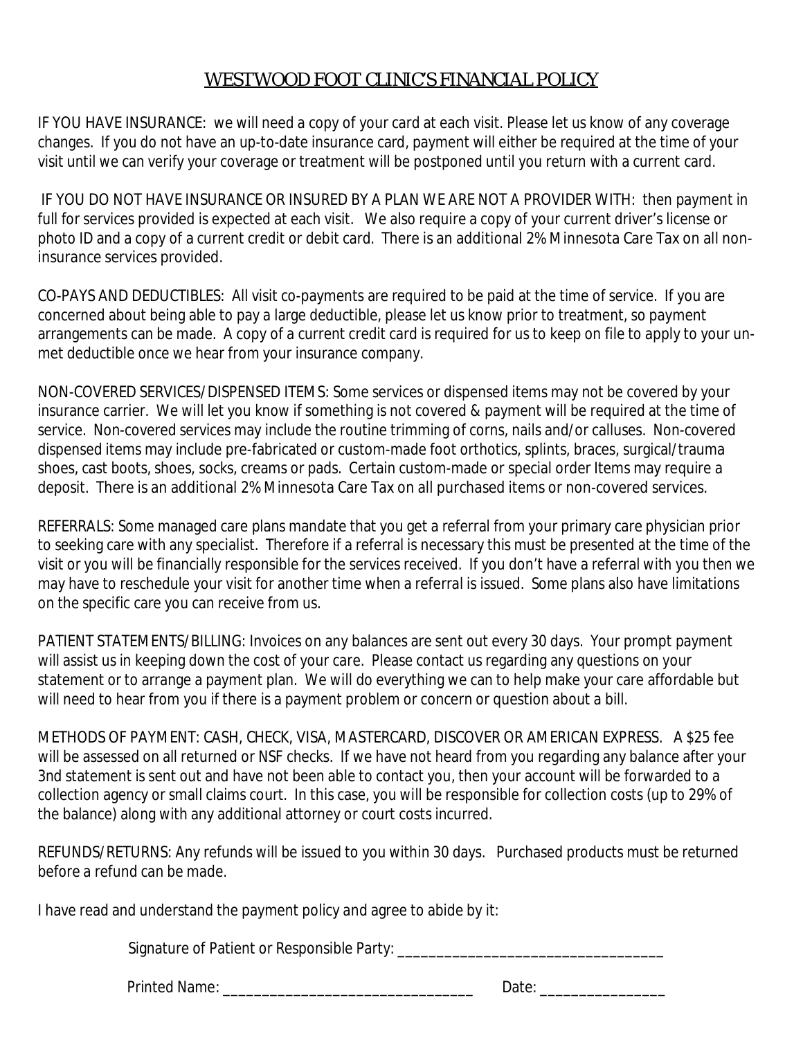# WESTWOOD FOOT CLINIC'S FINANCIAL POLICY

IF YOU HAVE INSURANCE: we will need a copy of your card at each visit. Please let us know of any coverage changes. If you do not have an up-to-date insurance card, payment will either be required at the time of your visit until we can verify your coverage or treatment will be postponed until you return with a current card.

IF YOU DO NOT HAVE INSURANCE OR INSURED BY A PLAN WE ARE NOT A PROVIDER WITH: then payment in full for services provided is expected at each visit. We also require a copy of your current driver's license or photo ID and a copy of a current credit or debit card. There is an additional 2% Minnesota Care Tax on all non-insurance services provided.

CO-PAYS AND DEDUCTIBLES: All visit co-payments are required to be paid at the time of service. If you are concerned about being able to pay a large deductible, please let us know prior to treatment, so payment arrangements can be made. A copy of a current credit card is required for us to keep on file to apply to your un-met deductible once we hear from your insurance company.

NON-COVERED SERVICES/DISPENSED ITEMS: Some services or dispensed items may not be covered by your insurance carrier. We will let you know if something is not covered & payment will be required at the time of service. Non-covered services may include the routine trimming of corns, nails and/or calluses. Non-covered dispensed items may include pre-fabricated or custom-made foot orthotics, splints, braces, surgical/trauma shoes, cast boots, shoes, socks, creams or pads. Certain custom-made or special order Items may require a deposit. There is an additional 2% Minnesota Care Tax on all purchased items or non-covered services.

REFERRALS: Some managed care plans mandate that you get a referral from your primary care physician prior to seeking care with any specialist. Therefore if a referral is necessary this must be presented at the time of the visit or you will be financially responsible for the services received. If you don't have a referral with you then we may have to reschedule your visit for another time when a referral is issued. Some plans also have limitations on the specific care you can receive from us.

PATIENT STATEMENTS/BILLING: Invoices on any balances are sent out every 30 days. Your prompt payment will assist us in keeping down the cost of your care. Please contact us regarding any questions on your statement or to arrange a payment plan. We will do everything we can to help make your care affordable but will need to hear from you if there is a payment problem or concern or question about a bill.

METHODS OF PAYMENT: CASH, CHECK, VISA, MASTERCARD, DISCOVER OR AMERICAN EXPRESS. A $25 fee will be assessed on all returned or NSF checks. If we have not heard from you regarding any balance after your 3nd statement is sent out and have not been able to contact you, then your account will be forwarded to a collection agency or small claims court. In this case, you will be responsible for collection costs (up to 29% of the balance) along with any additional attorney or court costs incurred.

REFUNDS/RETURNS: Any refunds will be issued to you within 30 days. Purchased products must be returned before a refund can be made.

I have read and understand the payment policy and agree to abide by it:

Signature of Patient or Responsible Party: ________________________________

Printed Name: ________________________________ Date: ________________